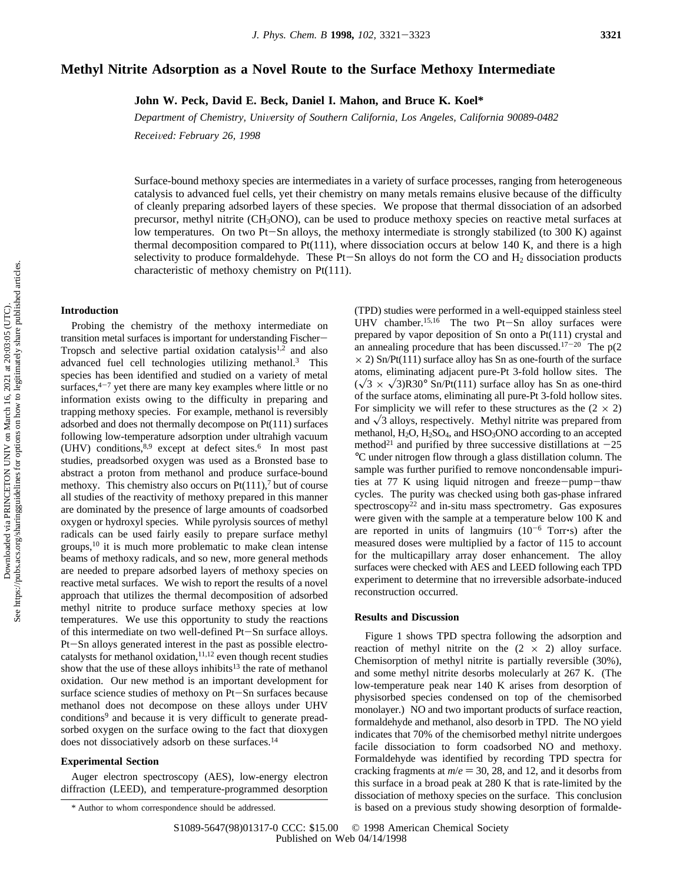# Methyl Nitrite Adsorption as a Novel Route to the Surface Methoxy Intermediate

**John W. Peck, David E. Beck, Daniel I. Mahon, and Bruce K. Koel***

*Department of Chemistry, University of Southern California, Los Angeles, California 90089-0482*

*Received: February 26, 1998*

Surface-bound methoxy species are intermediates in a variety of surface processes, ranging from heterogeneous catalysis to advanced fuel cells, yet their chemistry on many metals remains elusive because of the difficulty of cleanly preparing adsorbed layers of these species. We propose that thermal dissociation of an adsorbed precursor, methyl nitrite ($CH_3ONO$), can be used to produce methoxy species on reactive metal surfaces at low temperatures. On two Pt−Sn alloys, the methoxy intermediate is strongly stabilized (to 300 K) against thermal decomposition compared to Pt(111), where dissociation occurs at below 140 K, and there is a high selectivity to produce formaldehyde. These Pt−Sn alloys do not form the CO and $H_2$ dissociation products characteristic of methoxy chemistry on Pt(111).

## Introduction

Probing the chemistry of the methoxy intermediate on transition metal surfaces is important for understanding Fischer−Tropsch and selective partial oxidation catalysis[1,2] and also advanced fuel cell technologies utilizing methanol.[3] This species has been identified and studied on a variety of metal surfaces,[4−7] yet there are many key examples where little or no information exists owing to the difficulty in preparing and trapping methoxy species. For example, methanol is reversibly adsorbed and does not thermally decompose on Pt(111) surfaces following low-temperature adsorption under ultrahigh vacuum (UHV) conditions,[8,9] except at defect sites.[6] In most past studies, preadsorbed oxygen was used as a Bronsted base to abstract a proton from methanol and produce surface-bound methoxy. This chemistry also occurs on Pt(111),[7] but of course all studies of the reactivity of methoxy prepared in this manner are dominated by the presence of large amounts of coadsorbed oxygen or hydroxyl species. While pyrolysis sources of methyl radicals can be used fairly easily to prepare surface methyl groups,[10] it is much more problematic to make clean intense beams of methoxy radicals, and so new, more general methods are needed to prepare adsorbed layers of methoxy species on reactive metal surfaces. We wish to report the results of a novel approach that utilizes the thermal decomposition of adsorbed methyl nitrite to produce surface methoxy species at low temperatures. We use this opportunity to study the reactions of this intermediate on two well-defined Pt−Sn surface alloys. Pt−Sn alloys generated interest in the past as possible electrocatalysts for methanol oxidation,[11,12] even though recent studies show that the use of these alloys inhibits[13] the rate of methanol oxidation. Our new method is an important development for surface science studies of methoxy on Pt−Sn surfaces because methanol does not decompose on these alloys under UHV conditions[9] and because it is very difficult to generate preadsorbed oxygen on the surface owing to the fact that dioxygen does not dissociatively adsorb on these surfaces.[14]

## Experimental Section

Auger electron spectroscopy (AES), low-energy electron diffraction (LEED), and temperature-programmed desorption (TPD) studies were performed in a well-equipped stainless steel UHV chamber.[15,16] The two Pt−Sn alloy surfaces were prepared by vapor deposition of Sn onto a Pt(111) crystal and an annealing procedure that has been discussed.[17−20] The p(2 × 2) Sn/Pt(111) surface alloy has Sn as one-fourth of the surface atoms, eliminating adjacent pure-Pt 3-fold hollow sites. The ($\sqrt{3} \times \sqrt{3}$)R30° Sn/Pt(111) surface alloy has Sn as one-third of the surface atoms, eliminating all pure-Pt 3-fold hollow sites. For simplicity we will refer to these structures as the (2 × 2) and $\sqrt{3}$ alloys, respectively. Methyl nitrite was prepared from methanol, $H_2O$, $H_2SO_4$, and $HSO_3ONO$ according to an accepted method[21] and purified by three successive distillations at −25 °C under nitrogen flow through a glass distillation column. The sample was further purified to remove noncondensable impurities at 77 K using liquid nitrogen and freeze−pump−thaw cycles. The purity was checked using both gas-phase infrared spectroscopy[22] and in-situ mass spectrometry. Gas exposures were given with the sample at a temperature below 100 K and are reported in units of langmuirs ($10^{-6}$ Torr·s) after the measured doses were multiplied by a factor of 115 to account for the multicapillary array doser enhancement. The alloy surfaces were checked with AES and LEED following each TPD experiment to determine that no irreversible adsorbate-induced reconstruction occurred.

## Results and Discussion

Figure 1 shows TPD spectra following the adsorption and reaction of methyl nitrite on the (2 × 2) alloy surface. Chemisorption of methyl nitrite is partially reversible (30%), and some methyl nitrite desorbs molecularly at 267 K. (The low-temperature peak near 140 K arises from desorption of physisorbed species condensed on top of the chemisorbed monolayer.) NO and two important products of surface reaction, formaldehyde and methanol, also desorb in TPD. The NO yield indicates that 70% of the chemisorbed methyl nitrite undergoes facile dissociation to form coadsorbed NO and methoxy. Formaldehyde was identified by recording TPD spectra for cracking fragments at $m/e$ = 30, 28, and 12, and it desorbs from this surface in a broad peak at 280 K that is rate-limited by the dissociation of methoxy species on the surface. This conclusion is based on a previous study showing desorption of formalde-

\* Author to whom correspondence should be addressed.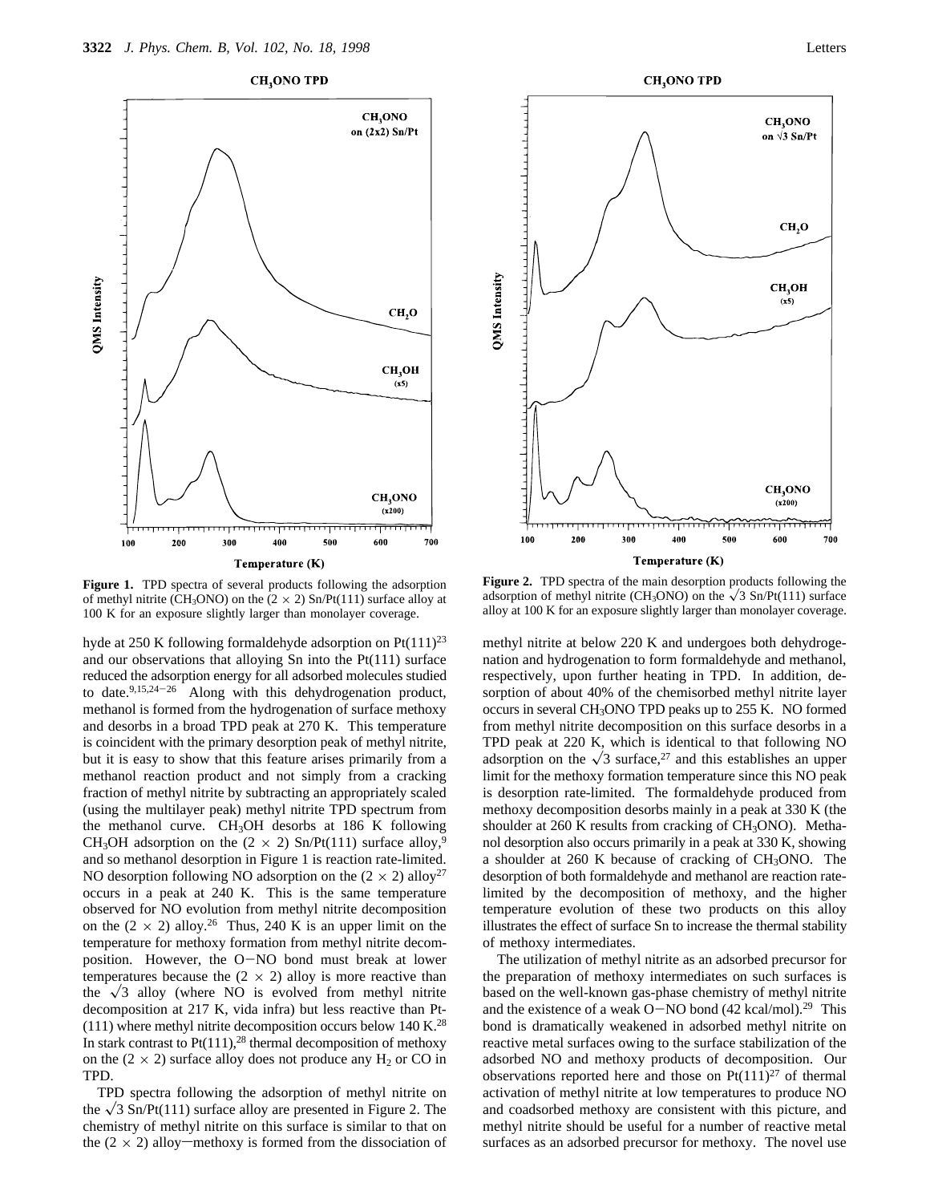**Figure 1.** TPD spectra of several products following the adsorption of methyl nitrite ($CH_3ONO$) on the (2 × 2) Sn/Pt(111) surface alloy at 100 K for an exposure slightly larger than monolayer coverage.

**Figure 2.** TPD spectra of the main desorption products following the adsorption of methyl nitrite ($CH_3ONO$) on the $\sqrt{3}$ Sn/Pt(111) surface alloy at 100 K for an exposure slightly larger than monolayer coverage.

hyde at 250 K following formaldehyde adsorption on Pt(111)[23] and our observations that alloying Sn into the Pt(111) surface reduced the adsorption energy for all adsorbed molecules studied to date.[9,15,24−26] Along with this dehydrogenation product, methanol is formed from the hydrogenation of surface methoxy and desorbs in a broad TPD peak at 270 K. This temperature is coincident with the primary desorption peak of methyl nitrite, but it is easy to show that this feature arises primarily from a methanol reaction product and not simply from a cracking fraction of methyl nitrite by subtracting an appropriately scaled (using the multilayer peak) methyl nitrite TPD spectrum from the methanol curve. $CH_3OH$ desorbs at 186 K following $CH_3OH$ adsorption on the (2 × 2) Sn/Pt(111) surface alloy,[9] and so methanol desorption in Figure 1 is reaction rate-limited. NO desorption following NO adsorption on the (2 × 2) alloy[27] occurs in a peak at 240 K. This is the same temperature observed for NO evolution from methyl nitrite decomposition on the (2 × 2) alloy.[26] Thus, 240 K is an upper limit on the temperature for methoxy formation from methyl nitrite decomposition. However, the O−NO bond must break at lower temperatures because the (2 × 2) alloy is more reactive than the $\sqrt{3}$ alloy (where NO is evolved from methyl nitrite decomposition at 217 K, vida infra) but less reactive than Pt(111) where methyl nitrite decomposition occurs below 140 K.[28] In stark contrast to Pt(111),[28] thermal decomposition of methoxy on the (2 × 2) surface alloy does not produce any $H_2$ or CO in TPD.

TPD spectra following the adsorption of methyl nitrite on the $\sqrt{3}$ Sn/Pt(111) surface alloy are presented in Figure 2. The chemistry of methyl nitrite on this surface is similar to that on the (2 × 2) alloy—methoxy is formed from the dissociation of methyl nitrite at below 220 K and undergoes both dehydrogenation and hydrogenation to form formaldehyde and methanol, respectively, upon further heating in TPD. In addition, desorption of about 40% of the chemisorbed methyl nitrite layer occurs in several $CH_3ONO$ TPD peaks up to 255 K. NO formed from methyl nitrite decomposition on this surface desorbs in a TPD peak at 220 K, which is identical to that following NO adsorption on the $\sqrt{3}$ surface,[27] and this establishes an upper limit for the methoxy formation temperature since this NO peak is desorption rate-limited. The formaldehyde produced from methoxy decomposition desorbs mainly in a peak at 330 K (the shoulder at 260 K results from cracking of $CH_3ONO$). Methanol desorption also occurs primarily in a peak at 330 K, showing a shoulder at 260 K because of cracking of $CH_3ONO$. The desorption of both formaldehyde and methanol are reaction rate-limited by the decomposition of methoxy, and the higher temperature evolution of these two products on this alloy illustrates the effect of surface Sn to increase the thermal stability of methoxy intermediates.

The utilization of methyl nitrite as an adsorbed precursor for the preparation of methoxy intermediates on such surfaces is based on the well-known gas-phase chemistry of methyl nitrite and the existence of a weak O−NO bond (42 kcal/mol).[29] This bond is dramatically weakened in adsorbed methyl nitrite on reactive metal surfaces owing to the surface stabilization of the adsorbed NO and methoxy products of decomposition. Our observations reported here and those on Pt(111)[27] of thermal activation of methyl nitrite at low temperatures to produce NO and coadsorbed methoxy are consistent with this picture, and methyl nitrite should be useful for a number of reactive metal surfaces as an adsorbed precursor for methoxy. The novel use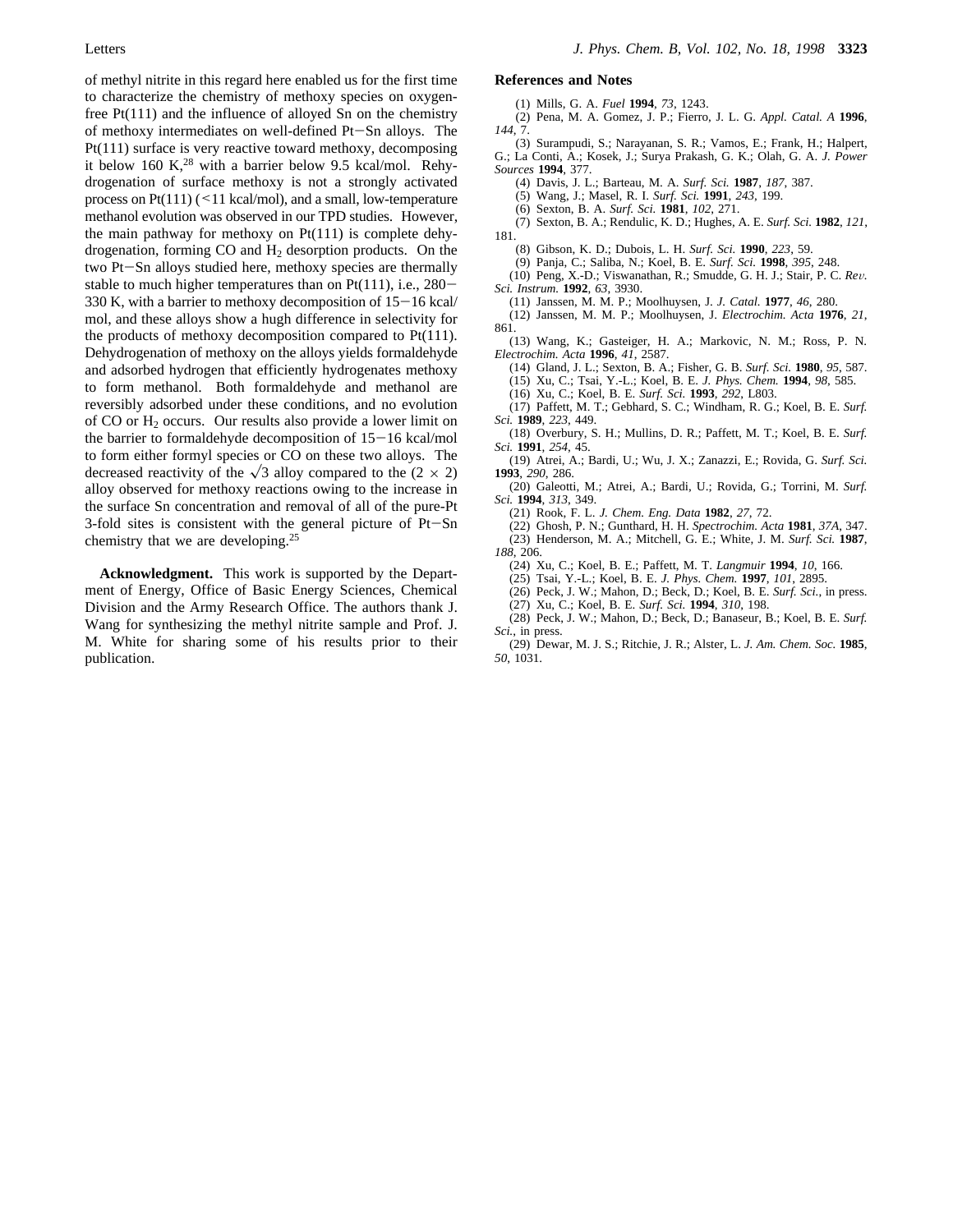of methyl nitrite in this regard here enabled us for the first time to characterize the chemistry of methoxy species on oxygen-free Pt(111) and the influence of alloyed Sn on the chemistry of methoxy intermediates on well-defined Pt−Sn alloys. The Pt(111) surface is very reactive toward methoxy, decomposing it below 160 K,[28] with a barrier below 9.5 kcal/mol. Rehydrogenation of surface methoxy is not a strongly activated process on Pt(111) (<11 kcal/mol), and a small, low-temperature methanol evolution was observed in our TPD studies. However, the main pathway for methoxy on Pt(111) is complete dehydrogenation, forming CO and $H_2$ desorption products. On the two Pt−Sn alloys studied here, methoxy species are thermally stable to much higher temperatures than on Pt(111), i.e., 280−330 K, with a barrier to methoxy decomposition of 15−16 kcal/mol, and these alloys show a hugh difference in selectivity for the products of methoxy decomposition compared to Pt(111). Dehydrogenation of methoxy on the alloys yields formaldehyde and adsorbed hydrogen that efficiently hydrogenates methoxy to form methanol. Both formaldehyde and methanol are reversibly adsorbed under these conditions, and no evolution of CO or $H_2$ occurs. Our results also provide a lower limit on the barrier to formaldehyde decomposition of 15−16 kcal/mol to form either formyl species or CO on these two alloys. The decreased reactivity of the $\sqrt{3}$ alloy compared to the $(2 \times 2)$ alloy observed for methoxy reactions owing to the increase in the surface Sn concentration and removal of all of the pure-Pt 3-fold sites is consistent with the general picture of Pt−Sn chemistry that we are developing.[25]

**Acknowledgment.** This work is supported by the Department of Energy, Office of Basic Energy Sciences, Chemical Division and the Army Research Office. The authors thank J. Wang for synthesizing the methyl nitrite sample and Prof. J. M. White for sharing some of his results prior to their publication.

## References and Notes

(1) Mills, G. A. *Fuel* **1994**, *73*, 1243.
(2) Pena, M. A. Gomez, J. P.; Fierro, J. L. G. *Appl. Catal. A* **1996**, *144*, 7.
(3) Surampudi, S.; Narayanan, S. R.; Vamos, E.; Frank, H.; Halpert, G.; La Conti, A.; Kosek, J.; Surya Prakash, G. K.; Olah, G. A. *J. Power Sources* **1994**, 377.
(4) Davis, J. L.; Barteau, M. A. *Surf. Sci.* **1987**, *187*, 387.
(5) Wang, J.; Masel, R. I. *Surf. Sci.* **1991**, *243*, 199.
(6) Sexton, B. A. *Surf. Sci.* **1981**, *102*, 271.
(7) Sexton, B. A.; Rendulic, K. D.; Hughes, A. E. *Surf. Sci.* **1982**, *121*, 181.
(8) Gibson, K. D.; Dubois, L. H. *Surf. Sci.* **1990**, *223*, 59.
(9) Panja, C.; Saliba, N.; Koel, B. E. *Surf. Sci.* **1998**, *395*, 248.
(10) Peng, X.-D.; Viswanathan, R.; Smudde, G. H. J.; Stair, P. C. *Rev. Sci. Instrum.* **1992**, *63*, 3930.
(11) Janssen, M. M. P.; Moolhuysen, J. *J. Catal.* **1977**, *46*, 280.
(12) Janssen, M. M. P.; Moolhuysen, J. *Electrochim. Acta* **1976**, *21*, 861.
(13) Wang, K.; Gasteiger, H. A.; Markovic, N. M.; Ross, P. N. *Electrochim. Acta* **1996**, *41*, 2587.
(14) Gland, J. L.; Sexton, B. A.; Fisher, G. B. *Surf. Sci.* **1980**, *95*, 587.
(15) Xu, C.; Tsai, Y.-L.; Koel, B. E. *J. Phys. Chem.* **1994**, *98*, 585.
(16) Xu, C.; Koel, B. E. *Surf. Sci.* **1993**, *292*, L803.
(17) Paffett, M. T.; Gebhard, S. C.; Windham, R. G.; Koel, B. E. *Surf. Sci.* **1989**, *223*, 449.
(18) Overbury, S. H.; Mullins, D. R.; Paffett, M. T.; Koel, B. E. *Surf. Sci.* **1991**, *254*, 45.
(19) Atrei, A.; Bardi, U.; Wu, J. X.; Zanazzi, E.; Rovida, G. *Surf. Sci.* **1993**, *290*, 286.
(20) Galeotti, M.; Atrei, A.; Bardi, U.; Rovida, G.; Torrini, M. *Surf. Sci.* **1994**, *313*, 349.
(21) Rook, F. L. *J. Chem. Eng. Data* **1982**, *27*, 72.
(22) Ghosh, P. N.; Gunthard, H. H. *Spectrochim. Acta* **1981**, *37A*, 347.
(23) Henderson, M. A.; Mitchell, G. E.; White, J. M. *Surf. Sci.* **1987**, *188*, 206.
(24) Xu, C.; Koel, B. E.; Paffett, M. T. *Langmuir* **1994**, *10*, 166.
(25) Tsai, Y.-L.; Koel, B. E. *J. Phys. Chem.* **1997**, *101*, 2895.
(26) Peck, J. W.; Mahon, D.; Beck, D.; Koel, B. E. *Surf. Sci.*, in press.
(27) Xu, C.; Koel, B. E. *Surf. Sci.* **1994**, *310*, 198.
(28) Peck, J. W.; Mahon, D.; Beck, D.; Banaseur, B.; Koel, B. E. *Surf. Sci.*, in press.
(29) Dewar, M. J. S.; Ritchie, J. R.; Alster, L. *J. Am. Chem. Soc.* **1985**, *50*, 1031.